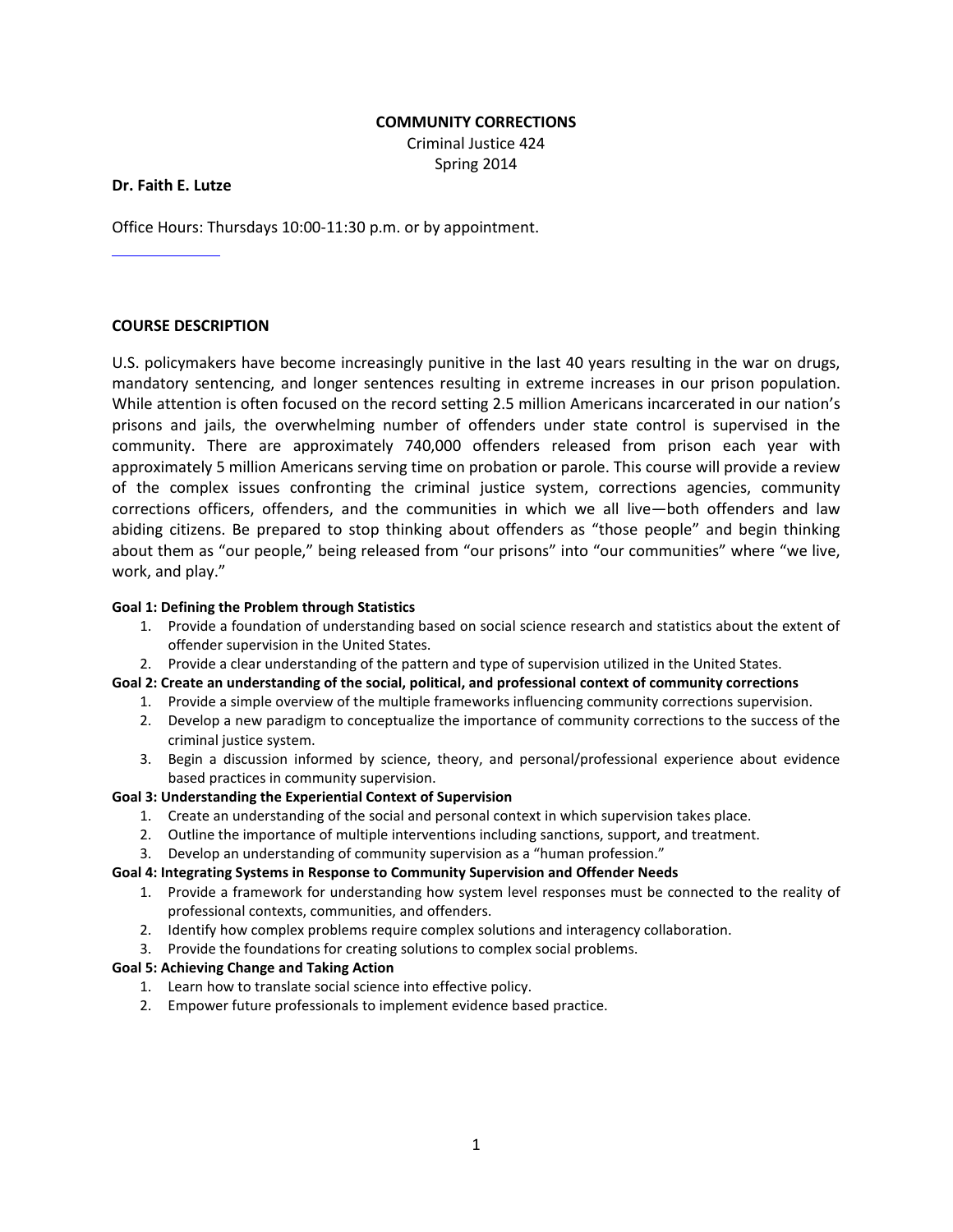**COMMUNITY CORRECTIONS**
Criminal Justice 424
Spring 2014

**Dr. Faith E. Lutze**

Office Hours: Thursdays 10:00-11:30 p.m. or by appointment.

## COURSE DESCRIPTION

U.S. policymakers have become increasingly punitive in the last 40 years resulting in the war on drugs, mandatory sentencing, and longer sentences resulting in extreme increases in our prison population. While attention is often focused on the record setting 2.5 million Americans incarcerated in our nation's prisons and jails, the overwhelming number of offenders under state control is supervised in the community. There are approximately 740,000 offenders released from prison each year with approximately 5 million Americans serving time on probation or parole. This course will provide a review of the complex issues confronting the criminal justice system, corrections agencies, community corrections officers, offenders, and the communities in which we all live—both offenders and law abiding citizens. Be prepared to stop thinking about offenders as "those people" and begin thinking about them as "our people," being released from "our prisons" into "our communities" where "we live, work, and play."

**Goal 1: Defining the Problem through Statistics**

1. Provide a foundation of understanding based on social science research and statistics about the extent of offender supervision in the United States.
2. Provide a clear understanding of the pattern and type of supervision utilized in the United States.

**Goal 2: Create an understanding of the social, political, and professional context of community corrections**

1. Provide a simple overview of the multiple frameworks influencing community corrections supervision.
2. Develop a new paradigm to conceptualize the importance of community corrections to the success of the criminal justice system.
3. Begin a discussion informed by science, theory, and personal/professional experience about evidence based practices in community supervision.

**Goal 3: Understanding the Experiential Context of Supervision**

1. Create an understanding of the social and personal context in which supervision takes place.
2. Outline the importance of multiple interventions including sanctions, support, and treatment.
3. Develop an understanding of community supervision as a "human profession."

**Goal 4: Integrating Systems in Response to Community Supervision and Offender Needs**

1. Provide a framework for understanding how system level responses must be connected to the reality of professional contexts, communities, and offenders.
2. Identify how complex problems require complex solutions and interagency collaboration.
3. Provide the foundations for creating solutions to complex social problems.

**Goal 5: Achieving Change and Taking Action**

1. Learn how to translate social science into effective policy.
2. Empower future professionals to implement evidence based practice.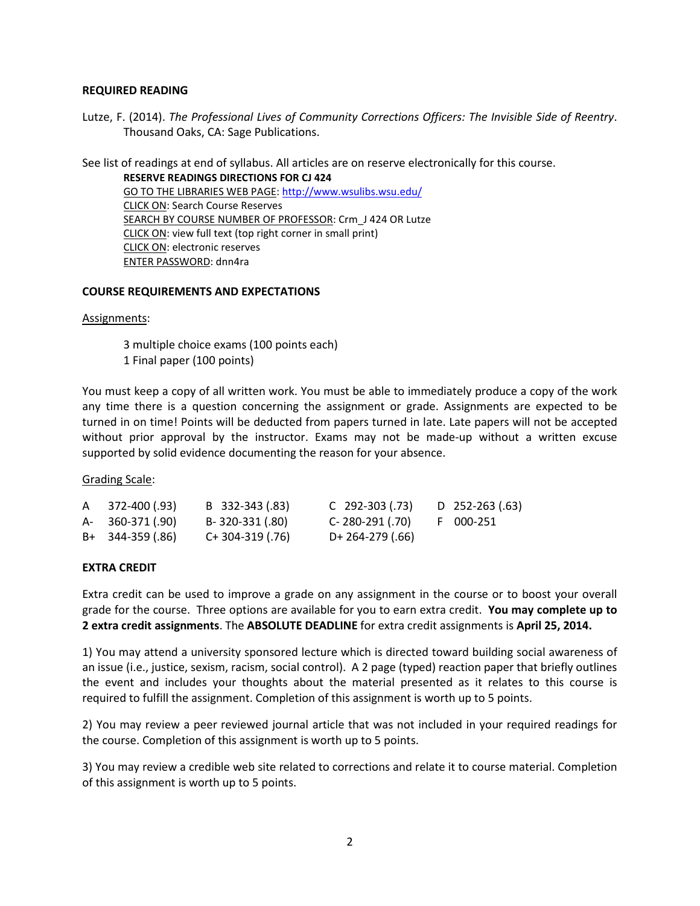## REQUIRED READING

Lutze, F. (2014). *The Professional Lives of Community Corrections Officers: The Invisible Side of Reentry*. Thousand Oaks, CA: Sage Publications.

See list of readings at end of syllabus. All articles are on reserve electronically for this course.

**RESERVE READINGS DIRECTIONS FOR CJ 424**
GO TO THE LIBRARIES WEB PAGE: http://www.wsulibs.wsu.edu/
CLICK ON: Search Course Reserves
SEARCH BY COURSE NUMBER OF PROFESSOR: Crm_J 424 OR Lutze
CLICK ON: view full text (top right corner in small print)
CLICK ON: electronic reserves
ENTER PASSWORD: dnn4ra

## COURSE REQUIREMENTS AND EXPECTATIONS

Assignments:

3 multiple choice exams (100 points each)
1 Final paper (100 points)

You must keep a copy of all written work. You must be able to immediately produce a copy of the work any time there is a question concerning the assignment or grade. Assignments are expected to be turned in on time! Points will be deducted from papers turned in late. Late papers will not be accepted without prior approval by the instructor. Exams may not be made-up without a written excuse supported by solid evidence documenting the reason for your absence.

Grading Scale:

| | | | |
|---|---|---|---|
| A 372-400 (.93) | B 332-343 (.83) | C 292-303 (.73) | D 252-263 (.63) |
| A- 360-371 (.90) | B- 320-331 (.80) | C- 280-291 (.70) | F 000-251 |
| B+ 344-359 (.86) | C+ 304-319 (.76) | D+ 264-279 (.66) | |

## EXTRA CREDIT

Extra credit can be used to improve a grade on any assignment in the course or to boost your overall grade for the course. Three options are available for you to earn extra credit. **You may complete up to 2 extra credit assignments**. The **ABSOLUTE DEADLINE** for extra credit assignments is **April 25, 2014.**

1) You may attend a university sponsored lecture which is directed toward building social awareness of an issue (i.e., justice, sexism, racism, social control). A 2 page (typed) reaction paper that briefly outlines the event and includes your thoughts about the material presented as it relates to this course is required to fulfill the assignment. Completion of this assignment is worth up to 5 points.

2) You may review a peer reviewed journal article that was not included in your required readings for the course. Completion of this assignment is worth up to 5 points.

3) You may review a credible web site related to corrections and relate it to course material. Completion of this assignment is worth up to 5 points.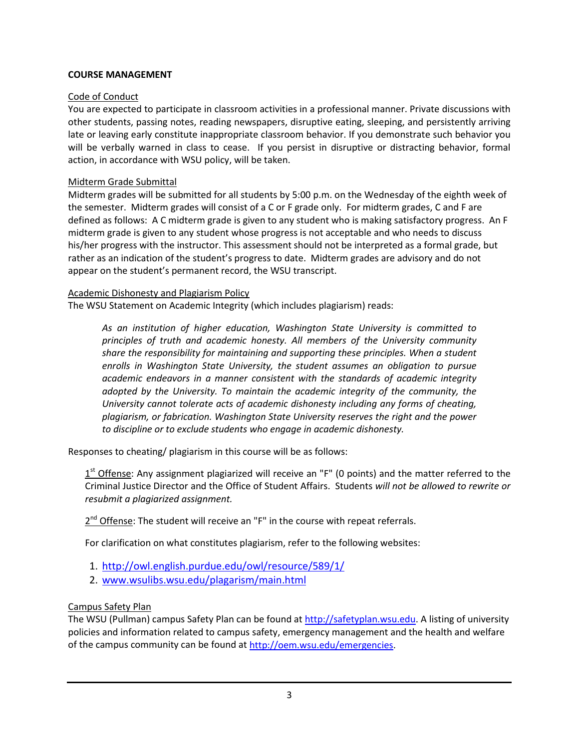**COURSE MANAGEMENT**

Code of Conduct

You are expected to participate in classroom activities in a professional manner. Private discussions with other students, passing notes, reading newspapers, disruptive eating, sleeping, and persistently arriving late or leaving early constitute inappropriate classroom behavior. If you demonstrate such behavior you will be verbally warned in class to cease. If you persist in disruptive or distracting behavior, formal action, in accordance with WSU policy, will be taken.

Midterm Grade Submittal

Midterm grades will be submitted for all students by 5:00 p.m. on the Wednesday of the eighth week of the semester. Midterm grades will consist of a C or F grade only. For midterm grades, C and F are defined as follows: A C midterm grade is given to any student who is making satisfactory progress. An F midterm grade is given to any student whose progress is not acceptable and who needs to discuss his/her progress with the instructor. This assessment should not be interpreted as a formal grade, but rather as an indication of the student's progress to date. Midterm grades are advisory and do not appear on the student's permanent record, the WSU transcript.

Academic Dishonesty and Plagiarism Policy

The WSU Statement on Academic Integrity (which includes plagiarism) reads:

> *As an institution of higher education, Washington State University is committed to principles of truth and academic honesty. All members of the University community share the responsibility for maintaining and supporting these principles. When a student enrolls in Washington State University, the student assumes an obligation to pursue academic endeavors in a manner consistent with the standards of academic integrity adopted by the University. To maintain the academic integrity of the community, the University cannot tolerate acts of academic dishonesty including any forms of cheating, plagiarism, or fabrication. Washington State University reserves the right and the power to discipline or to exclude students who engage in academic dishonesty.*

Responses to cheating/ plagiarism in this course will be as follows:

1st Offense: Any assignment plagiarized will receive an "F" (0 points) and the matter referred to the Criminal Justice Director and the Office of Student Affairs. Students *will not be allowed to rewrite or resubmit a plagiarized assignment.*

2nd Offense: The student will receive an "F" in the course with repeat referrals.

For clarification on what constitutes plagiarism, refer to the following websites:

1. http://owl.english.purdue.edu/owl/resource/589/1/
2. www.wsulibs.wsu.edu/plagarism/main.html

Campus Safety Plan

The WSU (Pullman) campus Safety Plan can be found at http://safetyplan.wsu.edu. A listing of university policies and information related to campus safety, emergency management and the health and welfare of the campus community can be found at http://oem.wsu.edu/emergencies.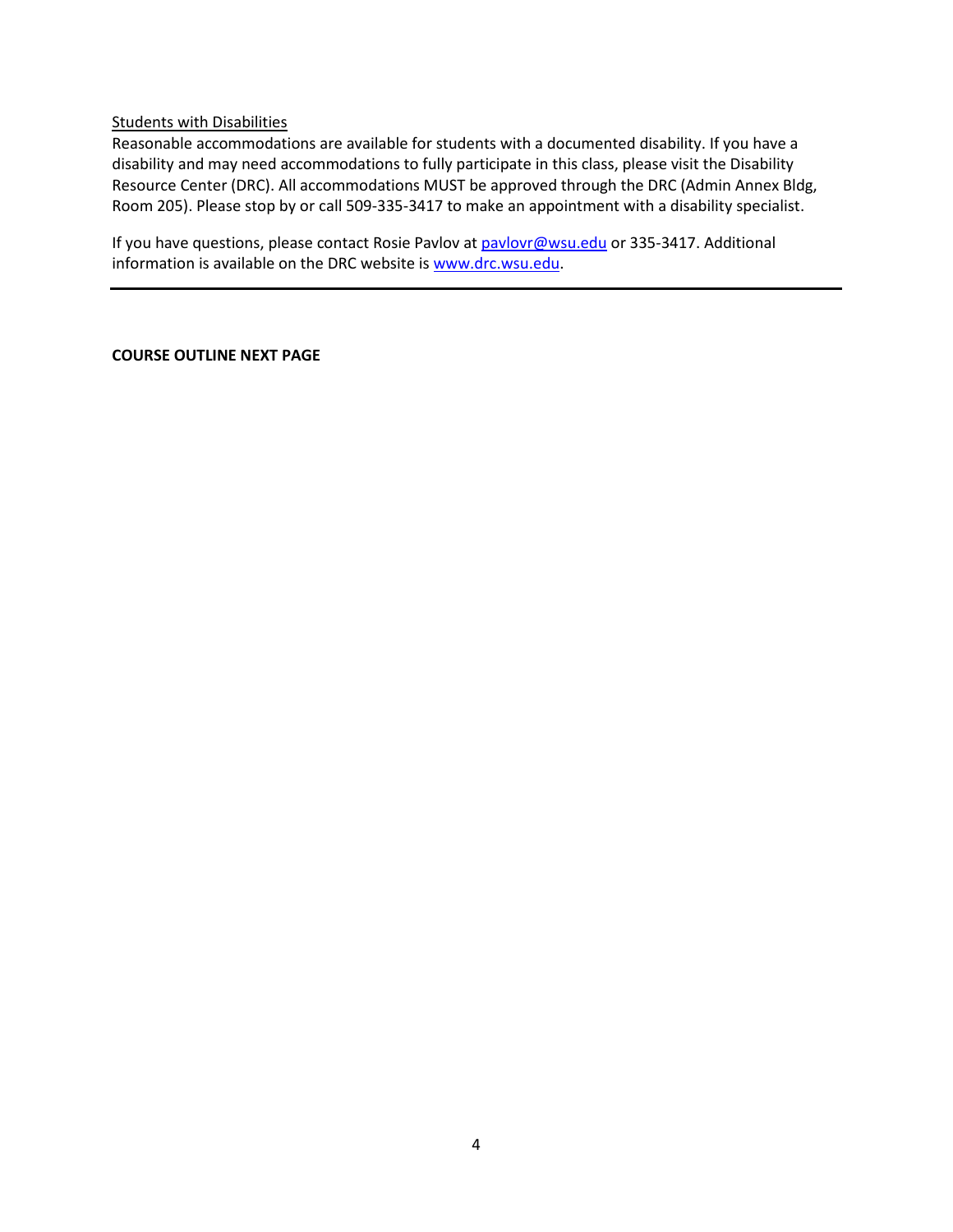Students with Disabilities

Reasonable accommodations are available for students with a documented disability. If you have a disability and may need accommodations to fully participate in this class, please visit the Disability Resource Center (DRC). All accommodations MUST be approved through the DRC (Admin Annex Bldg, Room 205). Please stop by or call 509-335-3417 to make an appointment with a disability specialist.

If you have questions, please contact Rosie Pavlov at pavlovr@wsu.edu or 335-3417. Additional information is available on the DRC website is www.drc.wsu.edu.

---

**COURSE OUTLINE NEXT PAGE**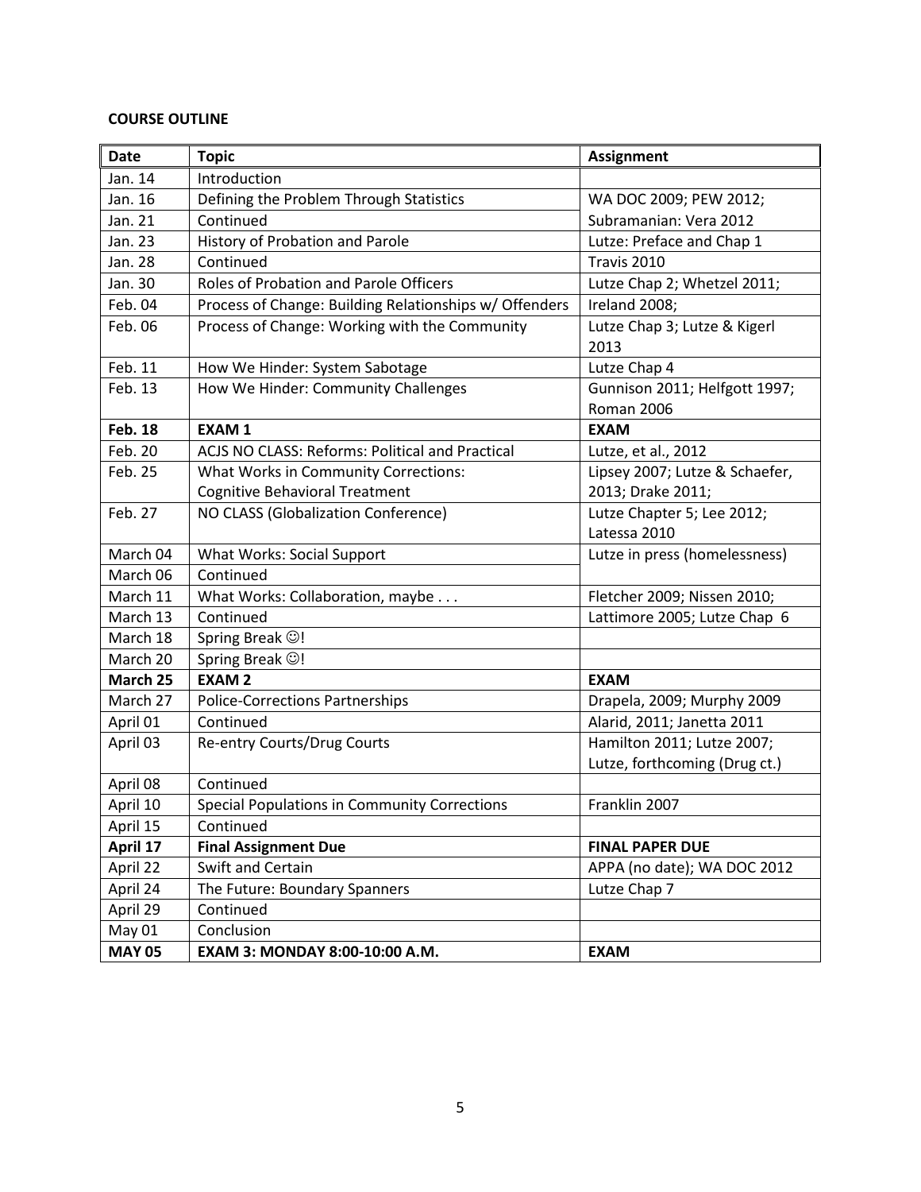**COURSE OUTLINE**

| Date | Topic | Assignment |
|---|---|---|
| Jan. 14 | Introduction | |
| Jan. 16 | Defining the Problem Through Statistics | WA DOC 2009; PEW 2012; |
| Jan. 21 | Continued | Subramanian: Vera 2012 |
| Jan. 23 | History of Probation and Parole | Lutze: Preface and Chap 1 |
| Jan. 28 | Continued | Travis 2010 |
| Jan. 30 | Roles of Probation and Parole Officers | Lutze Chap 2; Whetzel 2011; |
| Feb. 04 | Process of Change: Building Relationships w/ Offenders | Ireland 2008; |
| Feb. 06 | Process of Change: Working with the Community | Lutze Chap 3; Lutze & Kigerl 2013 |
| Feb. 11 | How We Hinder: System Sabotage | Lutze Chap 4 |
| Feb. 13 | How We Hinder: Community Challenges | Gunnison 2011; Helfgott 1997; Roman 2006 |
| **Feb. 18** | **EXAM 1** | **EXAM** |
| Feb. 20 | ACJS NO CLASS: Reforms: Political and Practical | Lutze, et al., 2012 |
| Feb. 25 | What Works in Community Corrections: Cognitive Behavioral Treatment | Lipsey 2007; Lutze & Schaefer, 2013; Drake 2011; |
| Feb. 27 | NO CLASS (Globalization Conference) | Lutze Chapter 5; Lee 2012; Latessa 2010 |
| March 04 | What Works: Social Support | Lutze in press (homelessness) |
| March 06 | Continued | |
| March 11 | What Works: Collaboration, maybe . . . | Fletcher 2009; Nissen 2010; |
| March 13 | Continued | Lattimore 2005; Lutze Chap 6 |
| March 18 | Spring Break ☺! | |
| March 20 | Spring Break ☺! | |
| **March 25** | **EXAM 2** | **EXAM** |
| March 27 | Police-Corrections Partnerships | Drapela, 2009; Murphy 2009 |
| April 01 | Continued | Alarid, 2011; Janetta 2011 |
| April 03 | Re-entry Courts/Drug Courts | Hamilton 2011; Lutze 2007; Lutze, forthcoming (Drug ct.) |
| April 08 | Continued | |
| April 10 | Special Populations in Community Corrections | Franklin 2007 |
| April 15 | Continued | |
| **April 17** | **Final Assignment Due** | **FINAL PAPER DUE** |
| April 22 | Swift and Certain | APPA (no date); WA DOC 2012 |
| April 24 | The Future: Boundary Spanners | Lutze Chap 7 |
| April 29 | Continued | |
| May 01 | Conclusion | |
| **MAY 05** | **EXAM 3: MONDAY 8:00-10:00 A.M.** | **EXAM** |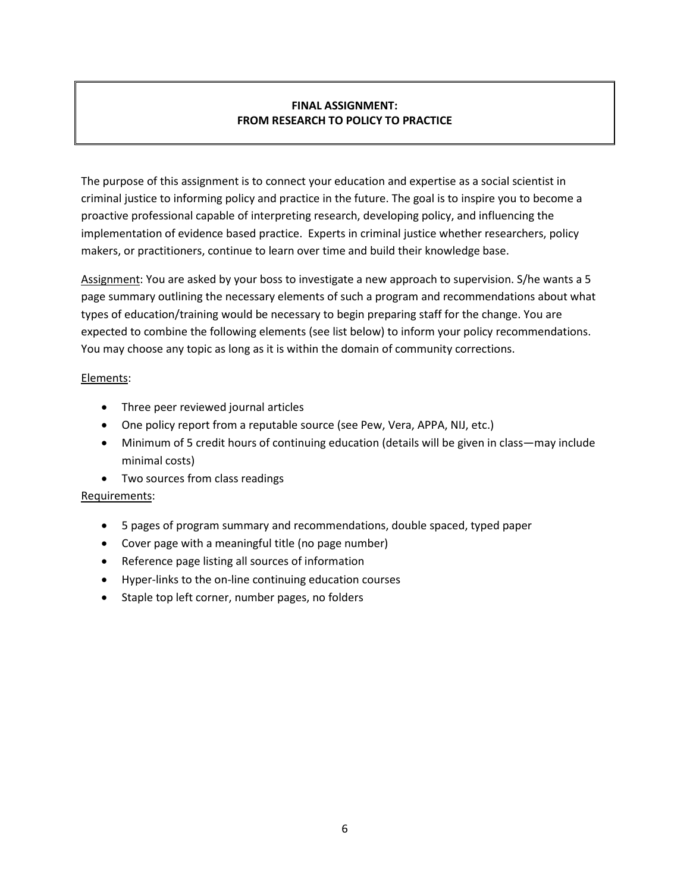# FINAL ASSIGNMENT: FROM RESEARCH TO POLICY TO PRACTICE

The purpose of this assignment is to connect your education and expertise as a social scientist in criminal justice to informing policy and practice in the future. The goal is to inspire you to become a proactive professional capable of interpreting research, developing policy, and influencing the implementation of evidence based practice. Experts in criminal justice whether researchers, policy makers, or practitioners, continue to learn over time and build their knowledge base.

<u>Assignment</u>: You are asked by your boss to investigate a new approach to supervision. S/he wants a 5 page summary outlining the necessary elements of such a program and recommendations about what types of education/training would be necessary to begin preparing staff for the change. You are expected to combine the following elements (see list below) to inform your policy recommendations. You may choose any topic as long as it is within the domain of community corrections.

<u>Elements</u>:

- Three peer reviewed journal articles
- One policy report from a reputable source (see Pew, Vera, APPA, NIJ, etc.)
- Minimum of 5 credit hours of continuing education (details will be given in class—may include minimal costs)
- Two sources from class readings

<u>Requirements</u>:

- 5 pages of program summary and recommendations, double spaced, typed paper
- Cover page with a meaningful title (no page number)
- Reference page listing all sources of information
- Hyper-links to the on-line continuing education courses
- Staple top left corner, number pages, no folders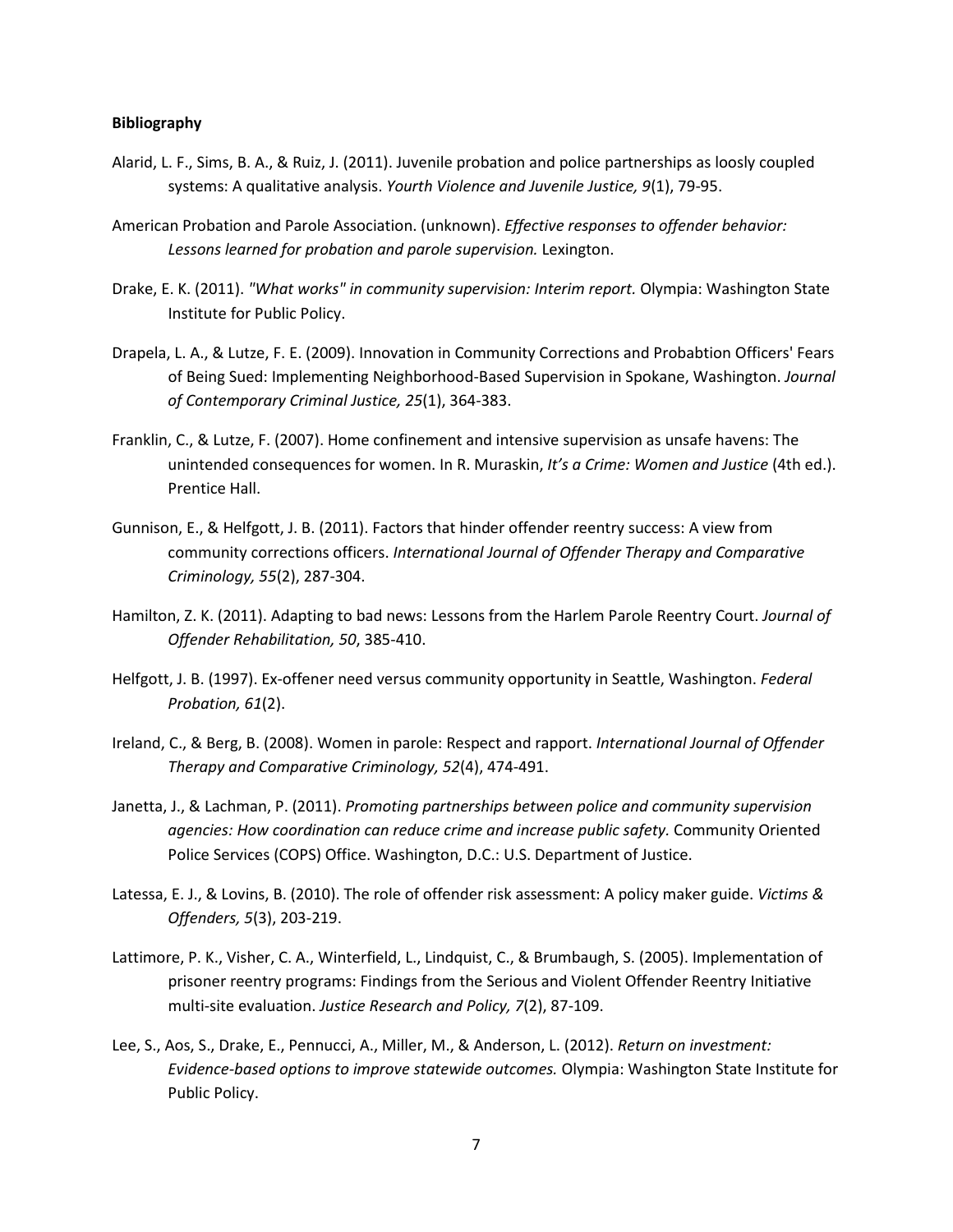**Bibliography**

Alarid, L. F., Sims, B. A., & Ruiz, J. (2011). Juvenile probation and police partnerships as loosely coupled systems: A qualitative analysis. *Yourth Violence and Juvenile Justice, 9*(1), 79-95.

American Probation and Parole Association. (unknown). *Effective responses to offender behavior: Lessons learned for probation and parole supervision.* Lexington.

Drake, E. K. (2011). *"What works" in community supervision: Interim report.* Olympia: Washington State Institute for Public Policy.

Drapela, L. A., & Lutze, F. E. (2009). Innovation in Community Corrections and Probabtion Officers' Fears of Being Sued: Implementing Neighborhood-Based Supervision in Spokane, Washington. *Journal of Contemporary Criminal Justice, 25*(1), 364-383.

Franklin, C., & Lutze, F. (2007). Home confinement and intensive supervision as unsafe havens: The unintended consequences for women. In R. Muraskin, *It's a Crime: Women and Justice* (4th ed.). Prentice Hall.

Gunnison, E., & Helfgott, J. B. (2011). Factors that hinder offender reentry success: A view from community corrections officers. *International Journal of Offender Therapy and Comparative Criminology, 55*(2), 287-304.

Hamilton, Z. K. (2011). Adapting to bad news: Lessons from the Harlem Parole Reentry Court. *Journal of Offender Rehabilitation, 50*, 385-410.

Helfgott, J. B. (1997). Ex-offender need versus community opportunity in Seattle, Washington. *Federal Probation, 61*(2).

Ireland, C., & Berg, B. (2008). Women in parole: Respect and rapport. *International Journal of Offender Therapy and Comparative Criminology, 52*(4), 474-491.

Janetta, J., & Lachman, P. (2011). *Promoting partnerships between police and community supervision agencies: How coordination can reduce crime and increase public safety.* Community Oriented Police Services (COPS) Office. Washington, D.C.: U.S. Department of Justice.

Latessa, E. J., & Lovins, B. (2010). The role of offender risk assessment: A policy maker guide. *Victims & Offenders, 5*(3), 203-219.

Lattimore, P. K., Visher, C. A., Winterfield, L., Lindquist, C., & Brumbaugh, S. (2005). Implementation of prisoner reentry programs: Findings from the Serious and Violent Offender Reentry Initiative multi-site evaluation. *Justice Research and Policy, 7*(2), 87-109.

Lee, S., Aos, S., Drake, E., Pennucci, A., Miller, M., & Anderson, L. (2012). *Return on investment: Evidence-based options to improve statewide outcomes.* Olympia: Washington State Institute for Public Policy.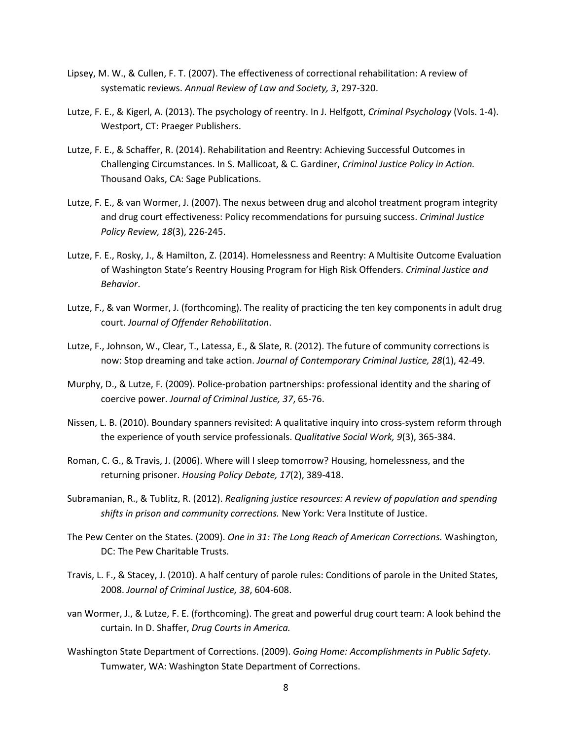Lipsey, M. W., & Cullen, F. T. (2007). The effectiveness of correctional rehabilitation: A review of systematic reviews. *Annual Review of Law and Society, 3*, 297-320.

Lutze, F. E., & Kigerl, A. (2013). The psychology of reentry. In J. Helfgott, *Criminal Psychology* (Vols. 1-4). Westport, CT: Praeger Publishers.

Lutze, F. E., & Schaffer, R. (2014). Rehabilitation and Reentry: Achieving Successful Outcomes in Challenging Circumstances. In S. Mallicoat, & C. Gardiner, *Criminal Justice Policy in Action.* Thousand Oaks, CA: Sage Publications.

Lutze, F. E., & van Wormer, J. (2007). The nexus between drug and alcohol treatment program integrity and drug court effectiveness: Policy recommendations for pursuing success. *Criminal Justice Policy Review, 18*(3), 226-245.

Lutze, F. E., Rosky, J., & Hamilton, Z. (2014). Homelessness and Reentry: A Multisite Outcome Evaluation of Washington State's Reentry Housing Program for High Risk Offenders. *Criminal Justice and Behavior*.

Lutze, F., & van Wormer, J. (forthcoming). The reality of practicing the ten key components in adult drug court. *Journal of Offender Rehabilitation*.

Lutze, F., Johnson, W., Clear, T., Latessa, E., & Slate, R. (2012). The future of community corrections is now: Stop dreaming and take action. *Journal of Contemporary Criminal Justice, 28*(1), 42-49.

Murphy, D., & Lutze, F. (2009). Police-probation partnerships: professional identity and the sharing of coercive power. *Journal of Criminal Justice, 37*, 65-76.

Nissen, L. B. (2010). Boundary spanners revisited: A qualitative inquiry into cross-system reform through the experience of youth service professionals. *Qualitative Social Work, 9*(3), 365-384.

Roman, C. G., & Travis, J. (2006). Where will I sleep tomorrow? Housing, homelessness, and the returning prisoner. *Housing Policy Debate, 17*(2), 389-418.

Subramanian, R., & Tublitz, R. (2012). *Realigning justice resources: A review of population and spending shifts in prison and community corrections.* New York: Vera Institute of Justice.

The Pew Center on the States. (2009). *One in 31: The Long Reach of American Corrections.* Washington, DC: The Pew Charitable Trusts.

Travis, L. F., & Stacey, J. (2010). A half century of parole rules: Conditions of parole in the United States, 2008. *Journal of Criminal Justice, 38*, 604-608.

van Wormer, J., & Lutze, F. E. (forthcoming). The great and powerful drug court team: A look behind the curtain. In D. Shaffer, *Drug Courts in America.*

Washington State Department of Corrections. (2009). *Going Home: Accomplishments in Public Safety.* Tumwater, WA: Washington State Department of Corrections.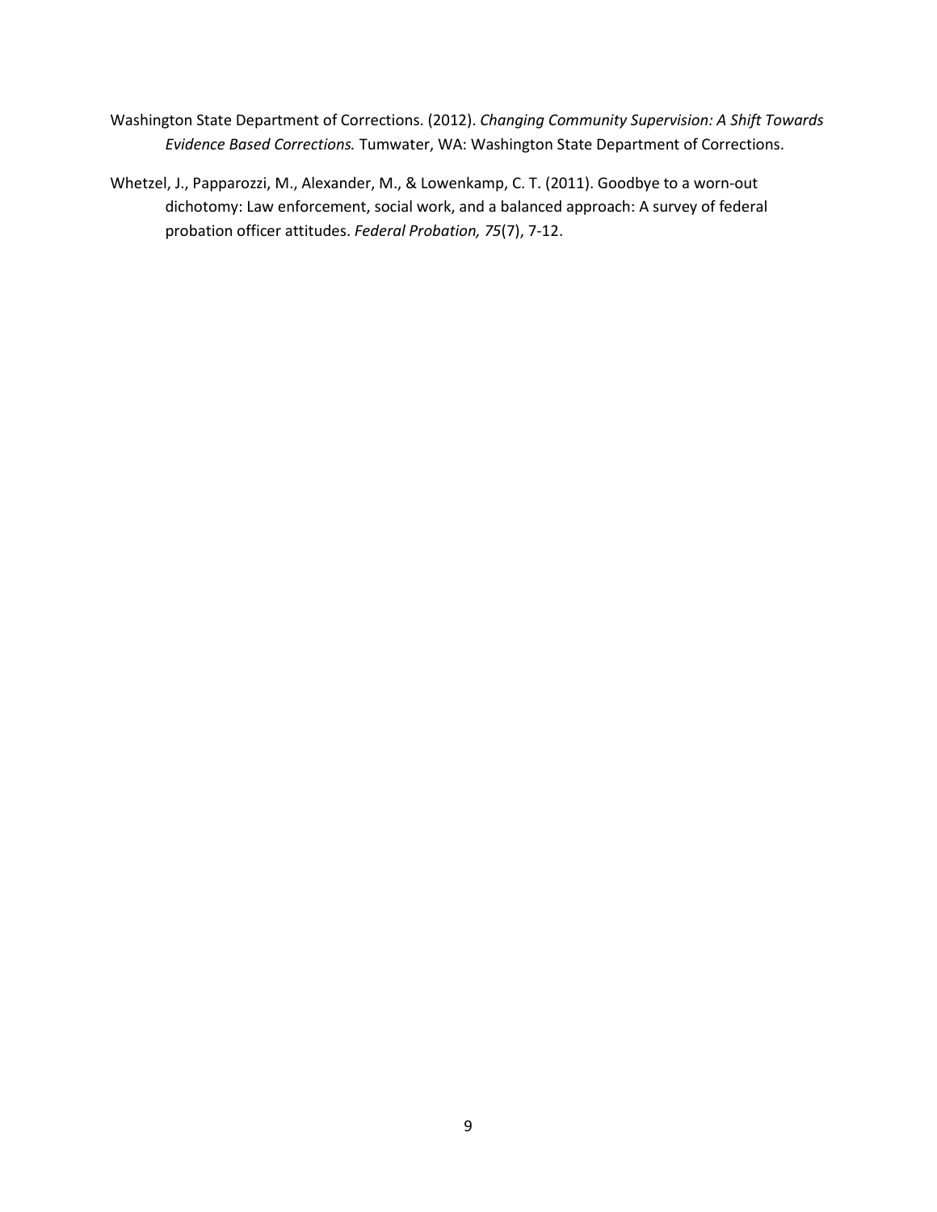Washington State Department of Corrections. (2012). *Changing Community Supervision: A Shift Towards Evidence Based Corrections.* Tumwater, WA: Washington State Department of Corrections.

Whetzel, J., Papparozzi, M., Alexander, M., & Lowenkamp, C. T. (2011). Goodbye to a worn-out dichotomy: Law enforcement, social work, and a balanced approach: A survey of federal probation officer attitudes. *Federal Probation, 75*(7), 7-12.